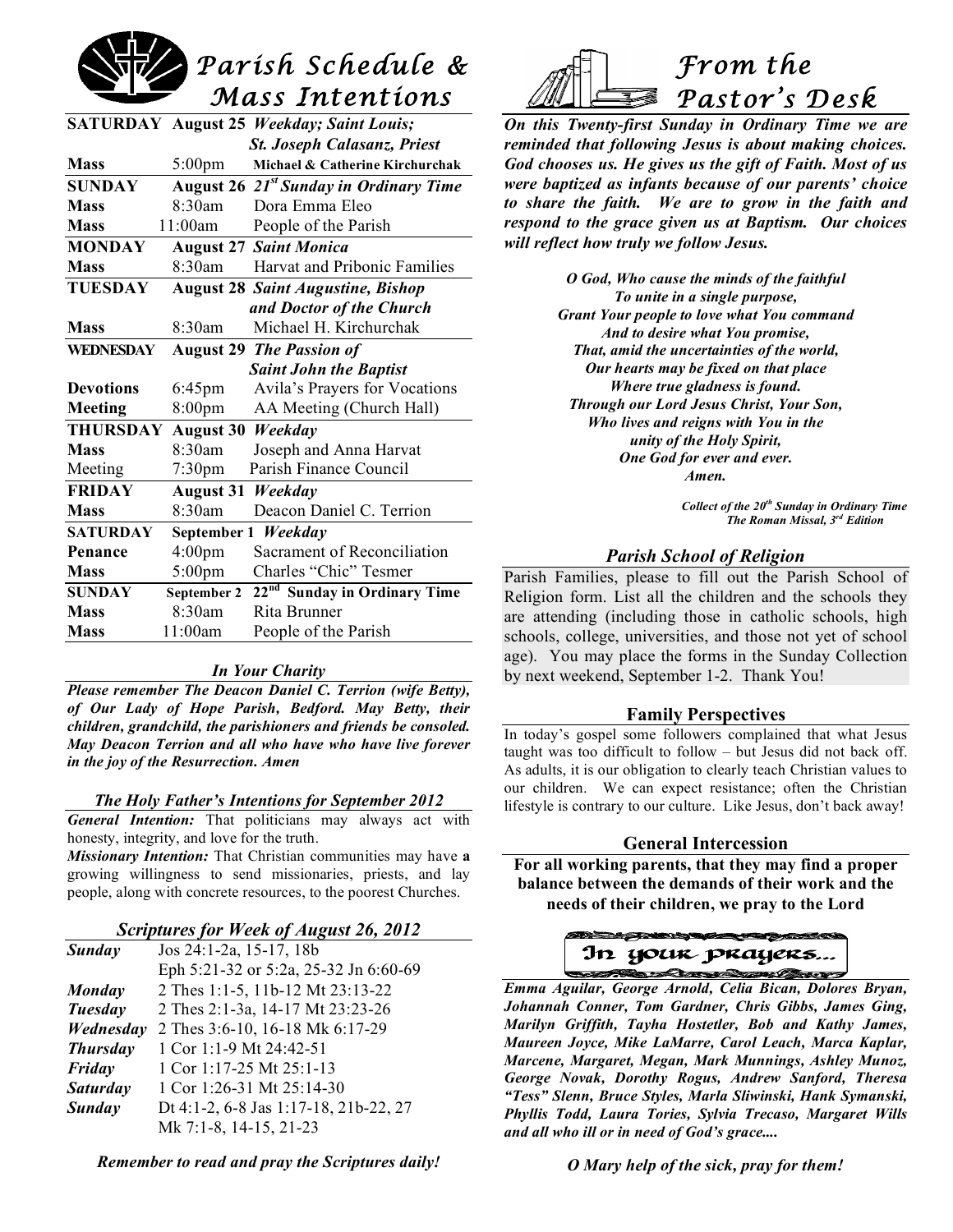# Parish Schedule & Mass Intentions

| | | |
|---|---|---|
| **SATURDAY** | **August 25** | ***Weekday; Saint Louis; St. Joseph Calasanz, Priest*** |
| **Mass** | 5:00pm | **Michael & Catherine Kirchurchak** |
| **SUNDAY** | **August 26** | ***21st Sunday in Ordinary Time*** |
| **Mass** | 8:30am | Dora Emma Eleo |
| **Mass** | 11:00am | People of the Parish |
| **MONDAY** | **August 27** | ***Saint Monica*** |
| **Mass** | 8:30am | Harvat and Pribonic Families |
| **TUESDAY** | **August 28** | ***Saint Augustine, Bishop and Doctor of the Church*** |
| **Mass** | 8:30am | Michael H. Kirchurchak |
| **WEDNESDAY** | **August 29** | ***The Passion of Saint John the Baptist*** |
| **Devotions** | 6:45pm | Avila's Prayers for Vocations |
| **Meeting** | 8:00pm | AA Meeting (Church Hall) |
| **THURSDAY** | **August 30** | ***Weekday*** |
| **Mass** | 8:30am | Joseph and Anna Harvat |
| Meeting | 7:30pm | Parish Finance Council |
| **FRIDAY** | **August 31** | ***Weekday*** |
| **Mass** | 8:30am | Deacon Daniel C. Terrion |
| **SATURDAY** | **September 1** | ***Weekday*** |
| **Penance** | 4:00pm | Sacrament of Reconciliation |
| **Mass** | 5:00pm | Charles "Chic" Tesmer |
| **SUNDAY** | **September 2** | **22nd Sunday in Ordinary Time** |
| **Mass** | 8:30am | Rita Brunner |
| **Mass** | 11:00am | People of the Parish |

### *In Your Charity*

***Please remember The Deacon Daniel C. Terrion (wife Betty), of Our Lady of Hope Parish, Bedford. May Betty, their children, grandchild, the parishioners and friends be consoled. May Deacon Terrion and all who have who have live forever in the joy of the Resurrection. Amen***

### *The Holy Father's Intentions for September 2012*

***General Intention:*** That politicians may always act with honesty, integrity, and love for the truth.

***Missionary Intention:*** That Christian communities may have **a** growing willingness to send missionaries, priests, and lay people, along with concrete resources, to the poorest Churches.

### *Scriptures for Week of August 26, 2012*

| | |
|---|---|
| ***Sunday*** | Jos 24:1-2a, 15-17, 18b<br>Eph 5:21-32 or 5:2a, 25-32 Jn 6:60-69 |
| ***Monday*** | 2 Thes 1:1-5, 11b-12 Mt 23:13-22 |
| ***Tuesday*** | 2 Thes 2:1-3a, 14-17 Mt 23:23-26 |
| ***Wednesday*** | 2 Thes 3:6-10, 16-18 Mk 6:17-29 |
| ***Thursday*** | 1 Cor 1:1-9 Mt 24:42-51 |
| ***Friday*** | 1 Cor 1:17-25 Mt 25:1-13 |
| ***Saturday*** | 1 Cor 1:26-31 Mt 25:14-30 |
| ***Sunday*** | Dt 4:1-2, 6-8 Jas 1:17-18, 21b-22, 27<br>Mk 7:1-8, 14-15, 21-23 |

***Remember to read and pray the Scriptures daily!***

# From the Pastor's Desk

***On this Twenty-first Sunday in Ordinary Time we are reminded that following Jesus is about making choices. God chooses us. He gives us the gift of Faith. Most of us were baptized as infants because of our parents' choice to share the faith. We are to grow in the faith and respond to the grace given us at Baptism. Our choices will reflect how truly we follow Jesus.***

***O God, Who cause the minds of the faithful***
***To unite in a single purpose,***
***Grant Your people to love what You command***
***And to desire what You promise,***
***That, amid the uncertainties of the world,***
***Our hearts may be fixed on that place***
***Where true gladness is found.***
***Through our Lord Jesus Christ, Your Son,***
***Who lives and reigns with You in the***
***unity of the Holy Spirit,***
***One God for ever and ever.***
***Amen.***

***Collect of the 20th Sunday in Ordinary Time***
***The Roman Missal, 3rd Edition***

### *Parish School of Religion*

Parish Families, please to fill out the Parish School of Religion form. List all the children and the schools they are attending (including those in catholic schools, high schools, college, universities, and those not yet of school age). You may place the forms in the Sunday Collection by next weekend, September 1-2. Thank You!

### Family Perspectives

In today's gospel some followers complained that what Jesus taught was too difficult to follow – but Jesus did not back off. As adults, it is our obligation to clearly teach Christian values to our children. We can expect resistance; often the Christian lifestyle is contrary to our culture. Like Jesus, don't back away!

### General Intercession

**For all working parents, that they may find a proper balance between the demands of their work and the needs of their children, we pray to the Lord**

### In your prayers...

***Emma Aguilar, George Arnold, Celia Bican, Dolores Bryan, Johannah Conner, Tom Gardner, Chris Gibbs, James Ging, Marilyn Griffith, Tayha Hostetler, Bob and Kathy James, Maureen Joyce, Mike LaMarre, Carol Leach, Marca Kaplar, Marcene, Margaret, Megan, Mark Munnings, Ashley Munoz, George Novak, Dorothy Rogus, Andrew Sanford, Theresa "Tess" Slenn, Bruce Styles, Marla Sliwinski, Hank Symanski, Phyllis Todd, Laura Tories, Sylvia Trecaso, Margaret Wills and all who ill or in need of God's grace....***

***O Mary help of the sick, pray for them!***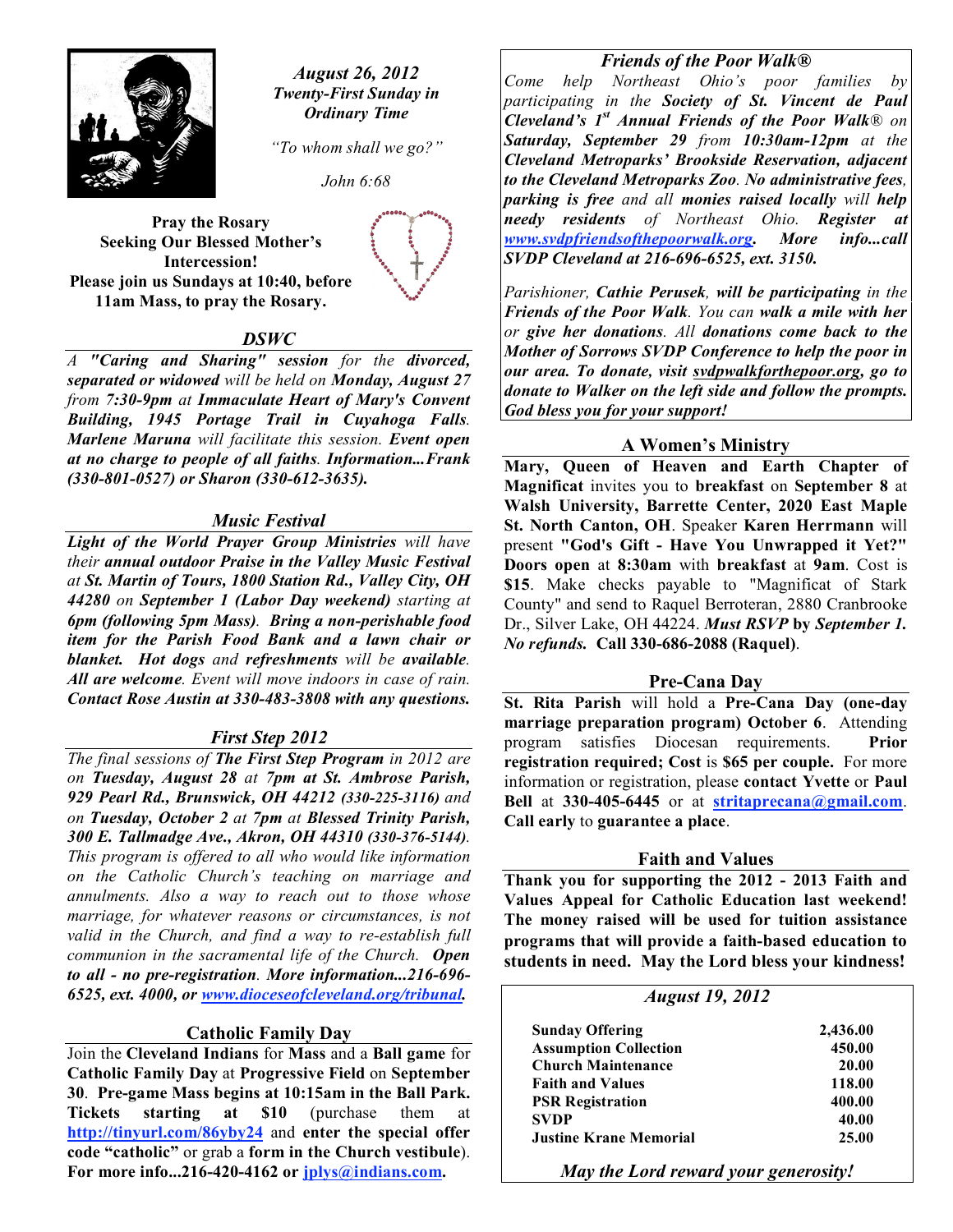*August 26, 2012*
***Twenty-First Sunday in Ordinary Time***

*"To whom shall we go?"*

*John 6:68*

**Pray the Rosary**
**Seeking Our Blessed Mother's Intercession!**
**Please join us Sundays at 10:40, before 11am Mass, to pray the Rosary.**

## *DSWC*

*A **"Caring and Sharing"** session for the **divorced, separated or widowed** will be held on **Monday, August 27** from **7:30-9pm** at **Immaculate Heart of Mary's Convent Building, 1945 Portage Trail in Cuyahoga Falls**. **Marlene Maruna** will facilitate this session. **Event open at no charge to people of all faiths**. **Information...Frank (330-801-0527) or Sharon (330-612-3635).***

## *Music Festival*

***Light of the World Prayer Group Ministries** will have their **annual outdoor Praise in the Valley Music Festival** at **St. Martin of Tours, 1800 Station Rd., Valley City, OH 44280** on **September 1 (Labor Day weekend)** starting at **6pm (following 5pm Mass)**. **Bring a non-perishable food item for the Parish Food Bank and a lawn chair or blanket.** **Hot dogs** and **refreshments** will be **available**. **All are welcome**. Event will move indoors in case of rain. **Contact Rose Austin at 330-483-3808 with any questions.***

## *First Step 2012*

*The final sessions of **The First Step Program** in 2012 are on **Tuesday, August 28** at **7pm at St. Ambrose Parish, 929 Pearl Rd., Brunswick, OH 44212 (330-225-3116)** and on **Tuesday, October 2** at **7pm** at **Blessed Trinity Parish, 300 E. Tallmadge Ave., Akron, OH 44310 (330-376-5144)**. This program is offered to all who would like information on the Catholic Church's teaching on marriage and annulments. Also a way to reach out to those whose marriage, for whatever reasons or circumstances, is not valid in the Church, and find a way to re-establish full communion in the sacramental life of the Church. **Open to all - no pre-registration**. **More information...216-696-6525, ext. 4000, or www.dioceseofcleveland.org/tribunal.***

## Catholic Family Day

Join the **Cleveland Indians** for **Mass** and a **Ball game** for **Catholic Family Day** at **Progressive Field** on **September 30**. **Pre-game Mass begins at 10:15am in the Ball Park. Tickets starting at $10** (purchase them at **http://tinyurl.com/86yby24** and **enter the special offer code "catholic"** or grab a **form in the Church vestibule**). **For more info...216-420-4162 or jplys@indians.com.**

## *Friends of the Poor Walk®*

*Come help Northeast Ohio's poor families by participating in the **Society of St. Vincent de Paul Cleveland's 1st Annual Friends of the Poor Walk®** on **Saturday, September 29** from **10:30am-12pm** at the **Cleveland Metroparks' Brookside Reservation, adjacent to the Cleveland Metroparks Zoo**. **No administrative fees, parking is free** and all **monies raised locally** will **help needy residents** of Northeast Ohio. **Register at www.svdpfriendsofthepoorwalk.org. More info...call SVDP Cleveland at 216-696-6525, ext. 3150.***

*Parishioner, **Cathie Perusek**, **will be participating** in the **Friends of the Poor Walk**. You can **walk a mile with her** or **give her donations**. All **donations come back to the Mother of Sorrows SVDP Conference to help the poor in our area. To donate, visit svdpwalkforthepoor.org, go to donate to Walker on the left side and follow the prompts. God bless you for your support!***

## A Women's Ministry

**Mary, Queen of Heaven and Earth Chapter of Magnificat** invites you to **breakfast** on **September 8** at **Walsh University, Barrette Center, 2020 East Maple St. North Canton, OH**. Speaker **Karen Herrmann** will present **"God's Gift - Have You Unwrapped it Yet?" Doors open** at **8:30am** with **breakfast** at **9am**. Cost is **$15**. Make checks payable to "Magnificat of Stark County" and send to Raquel Berroteran, 2880 Cranbrooke Dr., Silver Lake, OH 44224. ***Must RSVP* by *September 1. No refunds.* Call 330-686-2088 (Raquel)**.

## Pre-Cana Day

**St. Rita Parish** will hold a **Pre-Cana Day (one-day marriage preparation program) October 6**. Attending program satisfies Diocesan requirements. **Prior registration required; Cost** is **$65 per couple.** For more information or registration, please **contact Yvette** or **Paul Bell** at **330-405-6445** or at **stritaprecana@gmail.com**. **Call early** to **guarantee a place**.

## Faith and Values

**Thank you for supporting the 2012 - 2013 Faith and Values Appeal for Catholic Education last weekend! The money raised will be used for tuition assistance programs that will provide a faith-based education to students in need. May the Lord bless your kindness!**

## *August 19, 2012*

| | |
|---|---|
| **Sunday Offering** | **2,436.00** |
| **Assumption Collection** | **450.00** |
| **Church Maintenance** | **20.00** |
| **Faith and Values** | **118.00** |
| **PSR Registration** | **400.00** |
| **SVDP** | **40.00** |
| **Justine Krane Memorial** | **25.00** |

***May the Lord reward your generosity!***